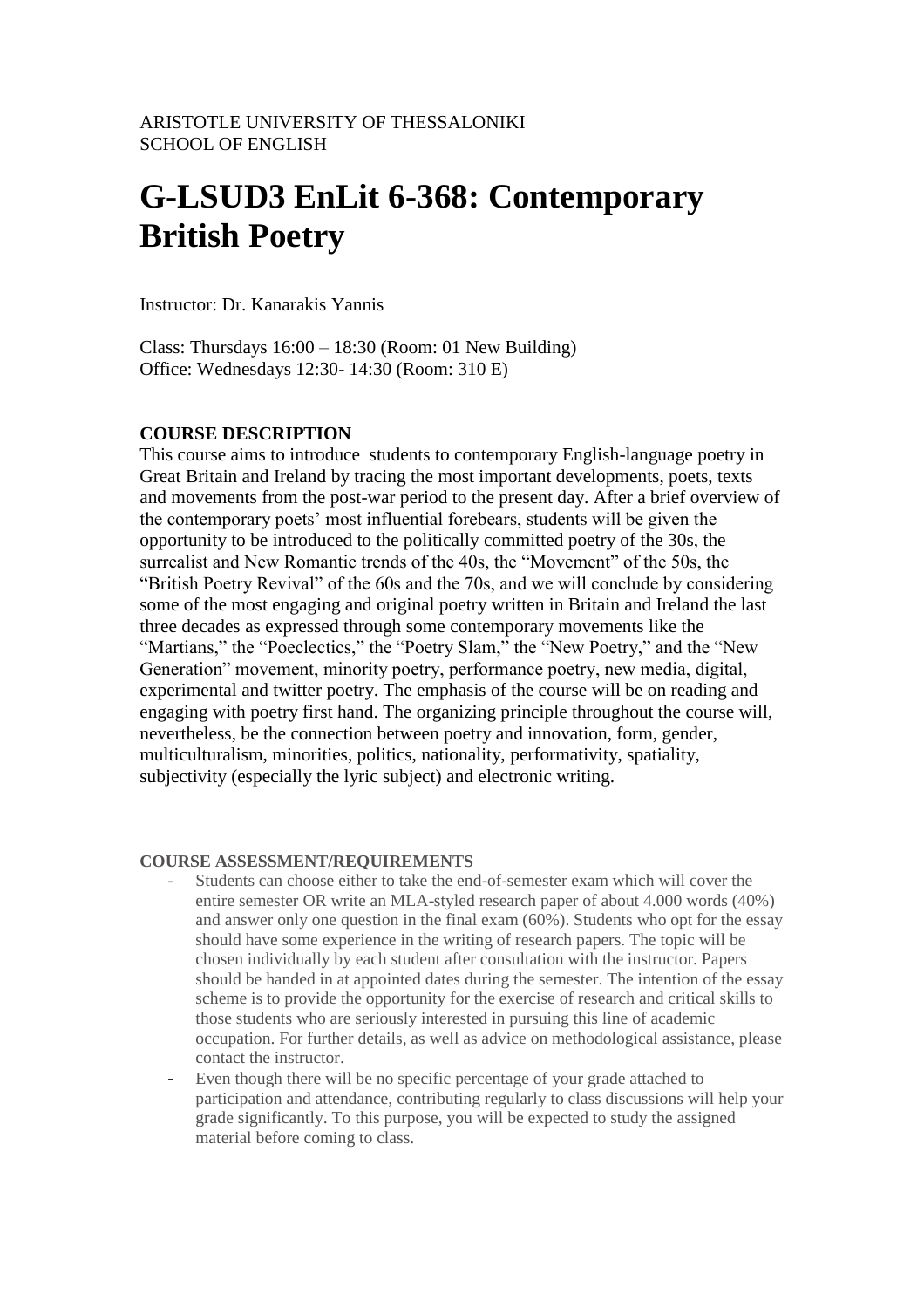ARISTOTLE UNIVERSITY OF THESSALONIKI
SCHOOL OF ENGLISH

# G-LSUD3 EnLit 6-368: Contemporary British Poetry

Instructor: Dr. Kanarakis Yannis

Class: Thursdays 16:00 – 18:30 (Room: 01 New Building)
Office: Wednesdays 12:30- 14:30 (Room: 310 E)

**COURSE DESCRIPTION**

This course aims to introduce students to contemporary English-language poetry in Great Britain and Ireland by tracing the most important developments, poets, texts and movements from the post-war period to the present day. After a brief overview of the contemporary poets' most influential forebears, students will be given the opportunity to be introduced to the politically committed poetry of the 30s, the surrealist and New Romantic trends of the 40s, the "Movement" of the 50s, the "British Poetry Revival" of the 60s and the 70s, and we will conclude by considering some of the most engaging and original poetry written in Britain and Ireland the last three decades as expressed through some contemporary movements like the "Martians," the "Poeclectics," the "Poetry Slam," the "New Poetry," and the "New Generation" movement, minority poetry, performance poetry, new media, digital, experimental and twitter poetry. The emphasis of the course will be on reading and engaging with poetry first hand. The organizing principle throughout the course will, nevertheless, be the connection between poetry and innovation, form, gender, multiculturalism, minorities, politics, nationality, performativity, spatiality, subjectivity (especially the lyric subject) and electronic writing.

**COURSE ASSESSMENT/REQUIREMENTS**

- Students can choose either to take the end-of-semester exam which will cover the entire semester OR write an MLA-styled research paper of about 4.000 words (40%) and answer only one question in the final exam (60%). Students who opt for the essay should have some experience in the writing of research papers. The topic will be chosen individually by each student after consultation with the instructor. Papers should be handed in at appointed dates during the semester. The intention of the essay scheme is to provide the opportunity for the exercise of research and critical skills to those students who are seriously interested in pursuing this line of academic occupation. For further details, as well as advice on methodological assistance, please contact the instructor.
- Even though there will be no specific percentage of your grade attached to participation and attendance, contributing regularly to class discussions will help your grade significantly. To this purpose, you will be expected to study the assigned material before coming to class.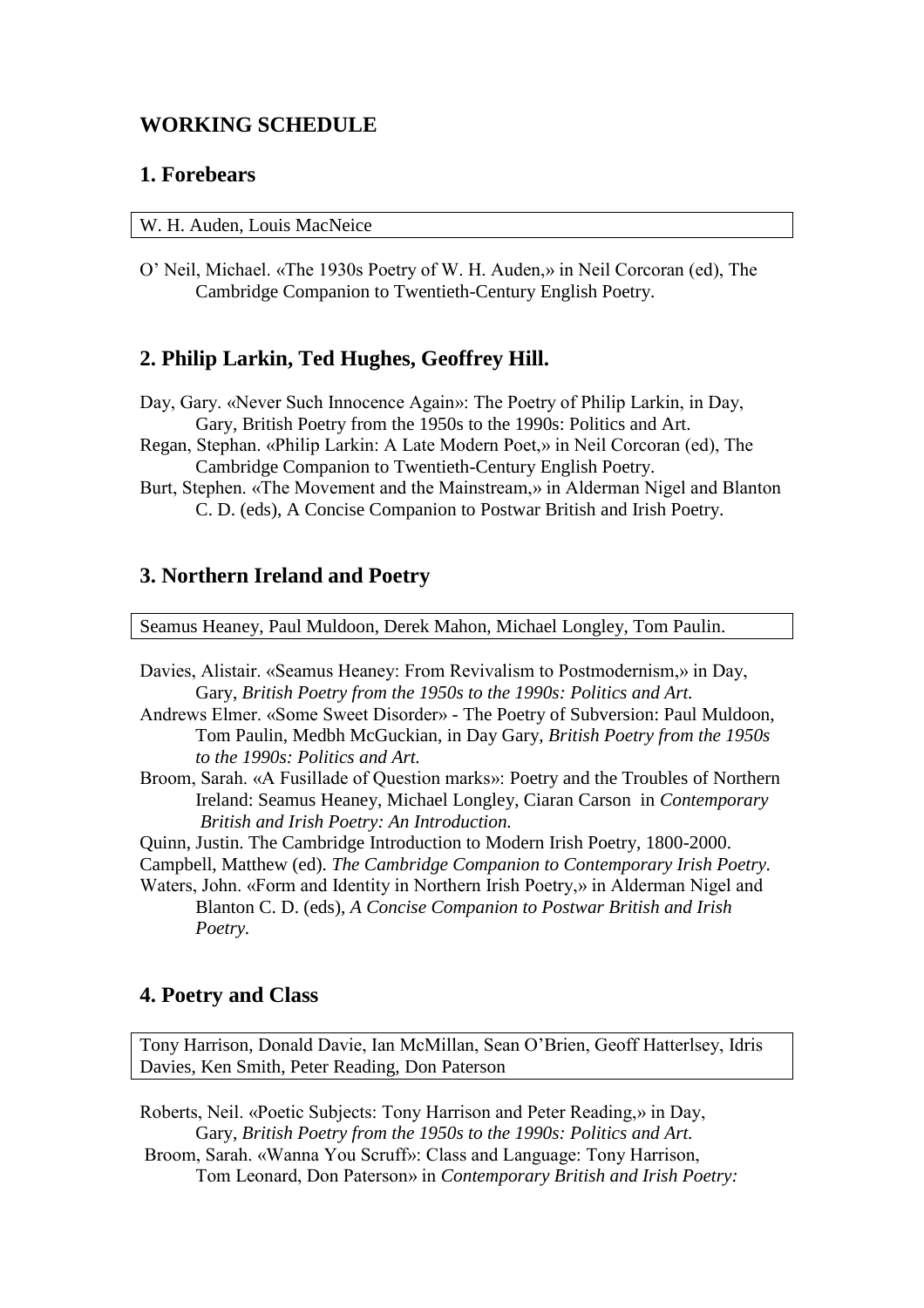## WORKING SCHEDULE

### 1. Forebears

W. H. Auden, Louis MacNeice

O' Neil, Michael. «The 1930s Poetry of W. H. Auden,» in Neil Corcoran (ed), The Cambridge Companion to Twentieth-Century English Poetry.

### 2. Philip Larkin, Ted Hughes, Geoffrey Hill.

Day, Gary. «Never Such Innocence Again»: The Poetry of Philip Larkin, in Day, Gary, British Poetry from the 1950s to the 1990s: Politics and Art.

Regan, Stephan. «Philip Larkin: A Late Modern Poet,» in Neil Corcoran (ed), The Cambridge Companion to Twentieth-Century English Poetry.

Burt, Stephen. «The Movement and the Mainstream,» in Alderman Nigel and Blanton C. D. (eds), A Concise Companion to Postwar British and Irish Poetry.

### 3. Northern Ireland and Poetry

Seamus Heaney, Paul Muldoon, Derek Mahon, Michael Longley, Tom Paulin.

Davies, Alistair. «Seamus Heaney: From Revivalism to Postmodernism,» in Day, Gary, *British Poetry from the 1950s to the 1990s: Politics and Art.*

Andrews Elmer. «Some Sweet Disorder» - The Poetry of Subversion: Paul Muldoon, Tom Paulin, Medbh McGuckian, in Day Gary, *British Poetry from the 1950s to the 1990s: Politics and Art.*

Broom, Sarah. «A Fusillade of Question marks»: Poetry and the Troubles of Northern Ireland: Seamus Heaney, Michael Longley, Ciaran Carson in *Contemporary British and Irish Poetry: An Introduction.*

Quinn, Justin. The Cambridge Introduction to Modern Irish Poetry, 1800-2000.

Campbell, Matthew (ed). *The Cambridge Companion to Contemporary Irish Poetry.*

Waters, John. «Form and Identity in Northern Irish Poetry,» in Alderman Nigel and Blanton C. D. (eds), *A Concise Companion to Postwar British and Irish Poetry.*

### 4. Poetry and Class

Tony Harrison, Donald Davie, Ian McMillan, Sean O'Brien, Geoff Hatterlsey, Idris Davies, Ken Smith, Peter Reading, Don Paterson

Roberts, Neil. «Poetic Subjects: Tony Harrison and Peter Reading,» in Day, Gary, *British Poetry from the 1950s to the 1990s: Politics and Art.*

Broom, Sarah. «Wanna You Scruff»: Class and Language: Tony Harrison, Tom Leonard, Don Paterson» in *Contemporary British and Irish Poetry:*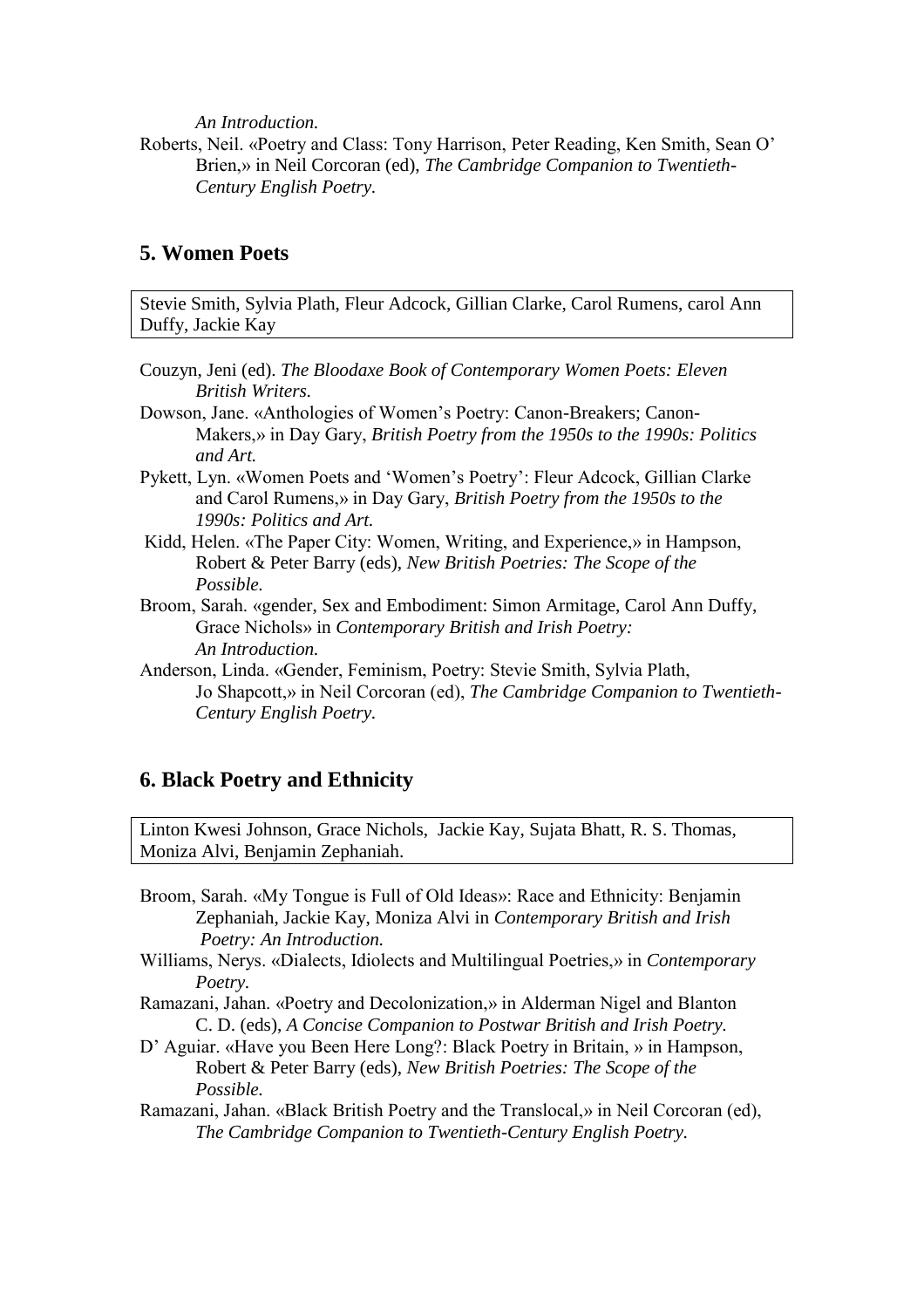*An Introduction.*

Roberts, Neil. «Poetry and Class: Tony Harrison, Peter Reading, Ken Smith, Sean O' Brien,» in Neil Corcoran (ed), *The Cambridge Companion to Twentieth-Century English Poetry.*

## 5. Women Poets

Stevie Smith, Sylvia Plath, Fleur Adcock, Gillian Clarke, Carol Rumens, carol Ann Duffy, Jackie Kay

Couzyn, Jeni (ed). *The Bloodaxe Book of Contemporary Women Poets: Eleven British Writers.*

Dowson, Jane. «Anthologies of Women's Poetry: Canon-Breakers; Canon-Makers,» in Day Gary, *British Poetry from the 1950s to the 1990s: Politics and Art.*

Pykett, Lyn. «Women Poets and 'Women's Poetry': Fleur Adcock, Gillian Clarke and Carol Rumens,» in Day Gary, *British Poetry from the 1950s to the 1990s: Politics and Art.*

Kidd, Helen. «The Paper City: Women, Writing, and Experience,» in Hampson, Robert & Peter Barry (eds), *New British Poetries: The Scope of the Possible.*

Broom, Sarah. «gender, Sex and Embodiment: Simon Armitage, Carol Ann Duffy, Grace Nichols» in *Contemporary British and Irish Poetry: An Introduction.*

Anderson, Linda. «Gender, Feminism, Poetry: Stevie Smith, Sylvia Plath, Jo Shapcott,» in Neil Corcoran (ed), *The Cambridge Companion to Twentieth-Century English Poetry.*

## 6. Black Poetry and Ethnicity

Linton Kwesi Johnson, Grace Nichols, Jackie Kay, Sujata Bhatt, R. S. Thomas, Moniza Alvi, Benjamin Zephaniah.

Broom, Sarah. «My Tongue is Full of Old Ideas»: Race and Ethnicity: Benjamin Zephaniah, Jackie Kay, Moniza Alvi in *Contemporary British and Irish Poetry: An Introduction.*

Williams, Nerys. «Dialects, Idiolects and Multilingual Poetries,» in *Contemporary Poetry.*

Ramazani, Jahan. «Poetry and Decolonization,» in Alderman Nigel and Blanton C. D. (eds), *A Concise Companion to Postwar British and Irish Poetry.*

D' Aguiar. «Have you Been Here Long?: Black Poetry in Britain, » in Hampson, Robert & Peter Barry (eds), *New British Poetries: The Scope of the Possible.*

Ramazani, Jahan. «Black British Poetry and the Translocal,» in Neil Corcoran (ed), *The Cambridge Companion to Twentieth-Century English Poetry.*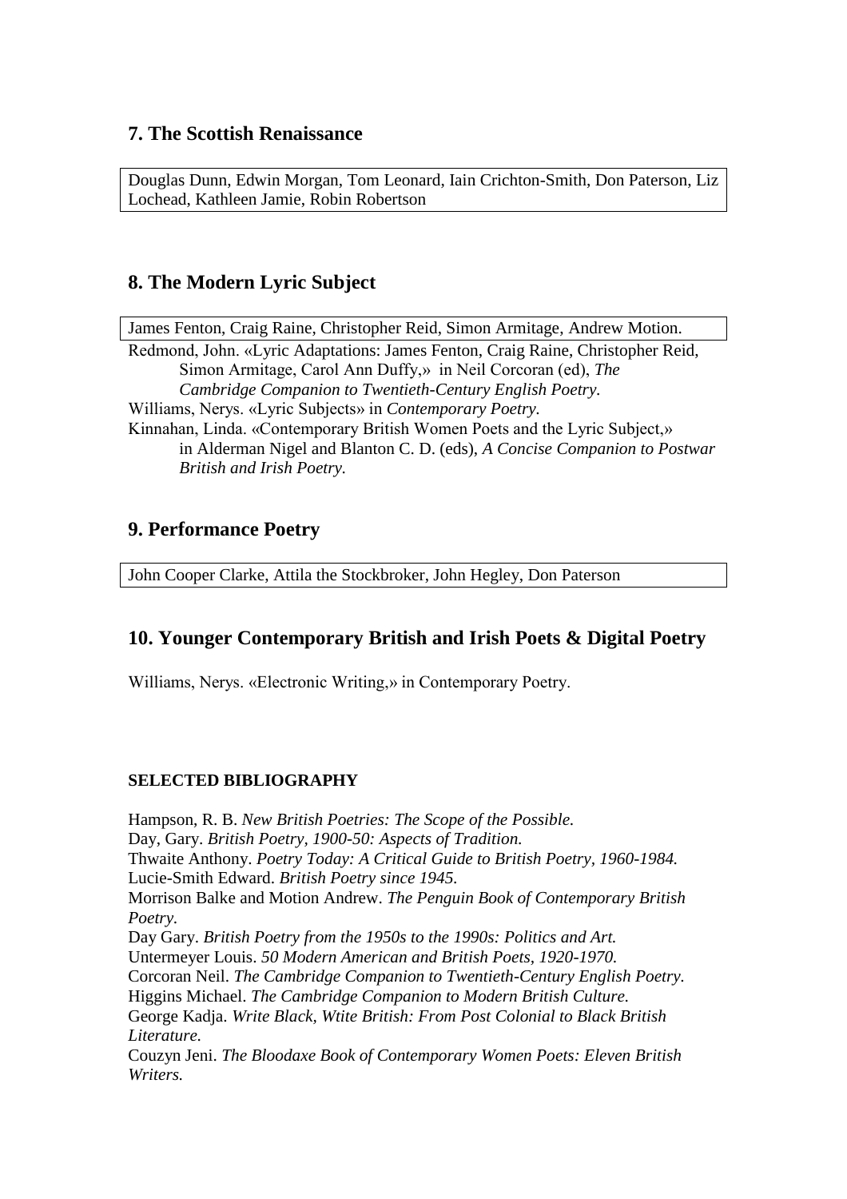## 7. The Scottish Renaissance

Douglas Dunn, Edwin Morgan, Tom Leonard, Iain Crichton-Smith, Don Paterson, Liz Lochead, Kathleen Jamie, Robin Robertson

## 8. The Modern Lyric Subject

James Fenton, Craig Raine, Christopher Reid, Simon Armitage, Andrew Motion.

Redmond, John. «Lyric Adaptations: James Fenton, Craig Raine, Christopher Reid, Simon Armitage, Carol Ann Duffy,» in Neil Corcoran (ed), *The Cambridge Companion to Twentieth-Century English Poetry.*

Williams, Nerys. «Lyric Subjects» in *Contemporary Poetry.*

Kinnahan, Linda. «Contemporary British Women Poets and the Lyric Subject,» in Alderman Nigel and Blanton C. D. (eds), *A Concise Companion to Postwar British and Irish Poetry.*

## 9. Performance Poetry

John Cooper Clarke, Attila the Stockbroker, John Hegley, Don Paterson

## 10. Younger Contemporary British and Irish Poets & Digital Poetry

Williams, Nerys. «Electronic Writing,» in Contemporary Poetry.

**SELECTED BIBLIOGRAPHY**

Hampson, R. B. *New British Poetries: The Scope of the Possible.*
Day, Gary. *British Poetry, 1900-50: Aspects of Tradition.*
Thwaite Anthony. *Poetry Today: A Critical Guide to British Poetry, 1960-1984.*
Lucie-Smith Edward. *British Poetry since 1945.*
Morrison Balke and Motion Andrew. *The Penguin Book of Contemporary British Poetry.*
Day Gary. *British Poetry from the 1950s to the 1990s: Politics and Art.*
Untermeyer Louis. *50 Modern American and British Poets, 1920-1970.*
Corcoran Neil. *The Cambridge Companion to Twentieth-Century English Poetry.*
Higgins Michael. *The Cambridge Companion to Modern British Culture.*
George Kadja. *Write Black, Wtite British: From Post Colonial to Black British Literature.*
Couzyn Jeni. *The Bloodaxe Book of Contemporary Women Poets: Eleven British Writers.*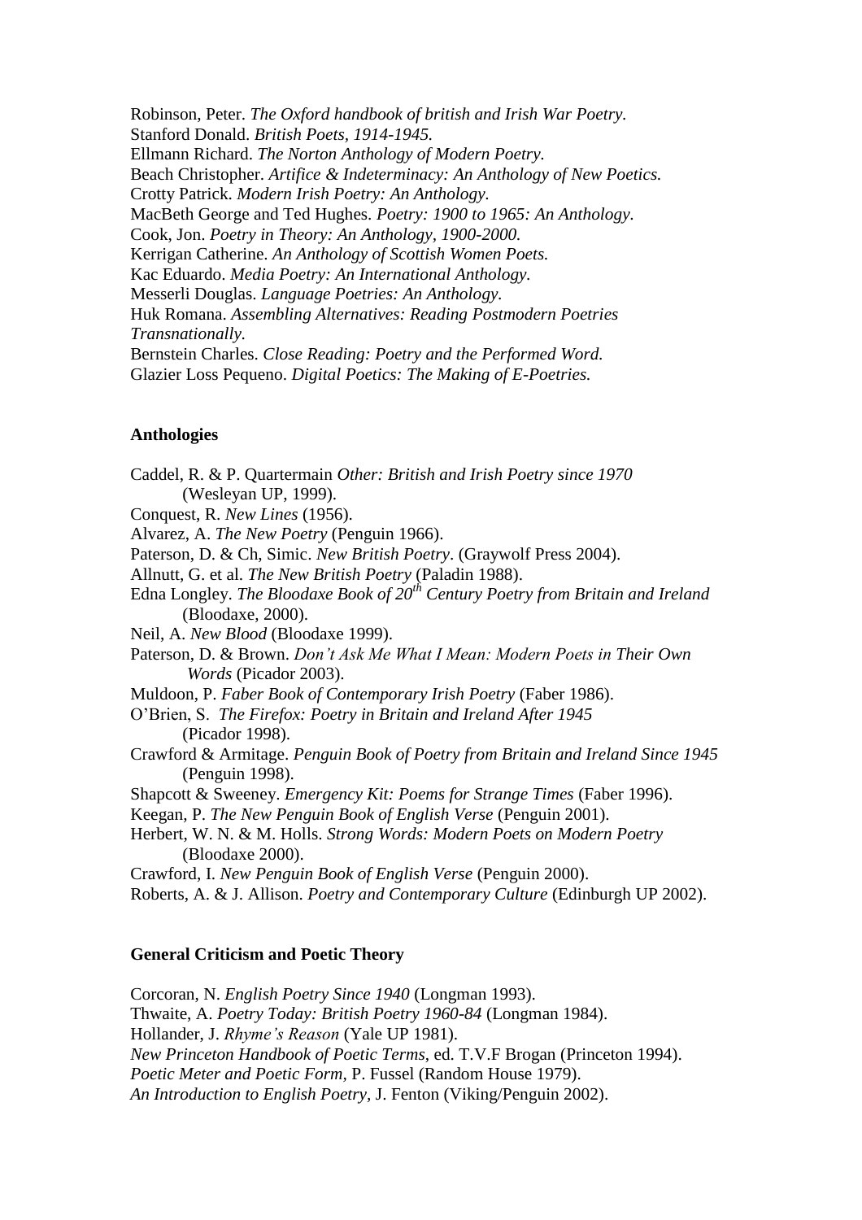Robinson, Peter. *The Oxford handbook of british and Irish War Poetry.*
Stanford Donald. *British Poets, 1914-1945.*
Ellmann Richard. *The Norton Anthology of Modern Poetry.*
Beach Christopher. *Artifice & Indeterminacy: An Anthology of New Poetics.*
Crotty Patrick. *Modern Irish Poetry: An Anthology.*
MacBeth George and Ted Hughes. *Poetry: 1900 to 1965: An Anthology.*
Cook, Jon. *Poetry in Theory: An Anthology, 1900-2000.*
Kerrigan Catherine. *An Anthology of Scottish Women Poets.*
Kac Eduardo. *Media Poetry: An International Anthology.*
Messerli Douglas. *Language Poetries: An Anthology.*
Huk Romana. *Assembling Alternatives: Reading Postmodern Poetries Transnationally.*
Bernstein Charles. *Close Reading: Poetry and the Performed Word.*
Glazier Loss Pequeno. *Digital Poetics: The Making of E-Poetries.*

**Anthologies**

Caddel, R. & P. Quartermain *Other: British and Irish Poetry since 1970* (Wesleyan UP, 1999).
Conquest, R. *New Lines* (1956).
Alvarez, A. *The New Poetry* (Penguin 1966).
Paterson, D. & Ch, Simic. *New British Poetry*. (Graywolf Press 2004).
Allnutt, G. et al. *The New British Poetry* (Paladin 1988).
Edna Longley. *The Bloodaxe Book of 20th Century Poetry from Britain and Ireland* (Bloodaxe, 2000).
Neil, A. *New Blood* (Bloodaxe 1999).
Paterson, D. & Brown. *Don't Ask Me What I Mean: Modern Poets in Their Own Words* (Picador 2003).
Muldoon, P. *Faber Book of Contemporary Irish Poetry* (Faber 1986).
O'Brien, S. *The Firefox: Poetry in Britain and Ireland After 1945* (Picador 1998).
Crawford & Armitage. *Penguin Book of Poetry from Britain and Ireland Since 1945* (Penguin 1998).
Shapcott & Sweeney. *Emergency Kit: Poems for Strange Times* (Faber 1996).
Keegan, P. *The New Penguin Book of English Verse* (Penguin 2001).
Herbert, W. N. & M. Holls. *Strong Words: Modern Poets on Modern Poetry* (Bloodaxe 2000).
Crawford, I. *New Penguin Book of English Verse* (Penguin 2000).
Roberts, A. & J. Allison. *Poetry and Contemporary Culture* (Edinburgh UP 2002).

**General Criticism and Poetic Theory**

Corcoran, N. *English Poetry Since 1940* (Longman 1993).
Thwaite, A. *Poetry Today: British Poetry 1960-84* (Longman 1984).
Hollander, J. *Rhyme's Reason* (Yale UP 1981).
*New Princeton Handbook of Poetic Terms*, ed. T.V.F Brogan (Princeton 1994).
*Poetic Meter and Poetic Form*, P. Fussel (Random House 1979).
*An Introduction to English Poetry*, J. Fenton (Viking/Penguin 2002).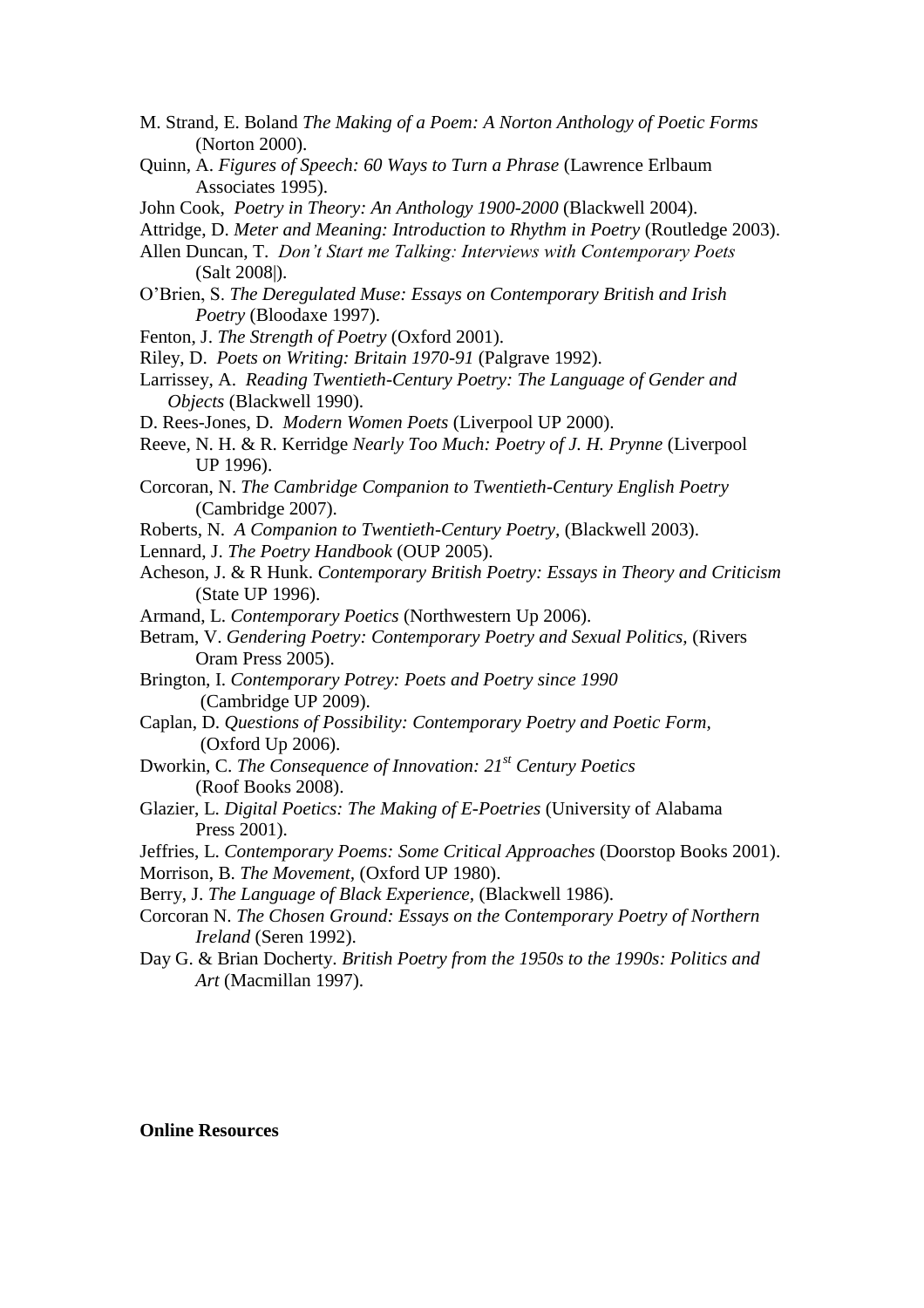M. Strand, E. Boland *The Making of a Poem: A Norton Anthology of Poetic Forms* (Norton 2000).

Quinn, A. *Figures of Speech: 60 Ways to Turn a Phrase* (Lawrence Erlbaum Associates 1995).

John Cook, *Poetry in Theory: An Anthology 1900-2000* (Blackwell 2004).

Attridge, D. *Meter and Meaning: Introduction to Rhythm in Poetry* (Routledge 2003).

Allen Duncan, T. *Don't Start me Talking: Interviews with Contemporary Poets* (Salt 2008|).

O'Brien, S. *The Deregulated Muse: Essays on Contemporary British and Irish Poetry* (Bloodaxe 1997).

Fenton, J. *The Strength of Poetry* (Oxford 2001).

Riley, D. *Poets on Writing: Britain 1970-91* (Palgrave 1992).

Larrissey, A. *Reading Twentieth-Century Poetry: The Language of Gender and Objects* (Blackwell 1990).

D. Rees-Jones, D. *Modern Women Poets* (Liverpool UP 2000).

Reeve, N. H. & R. Kerridge *Nearly Too Much: Poetry of J. H. Prynne* (Liverpool UP 1996).

Corcoran, N. *The Cambridge Companion to Twentieth-Century English Poetry* (Cambridge 2007).

Roberts, N. *A Companion to Twentieth-Century Poetry*, (Blackwell 2003).

Lennard, J. *The Poetry Handbook* (OUP 2005).

Acheson, J. & R Hunk. *Contemporary British Poetry: Essays in Theory and Criticism* (State UP 1996).

Armand, L. *Contemporary Poetics* (Northwestern Up 2006).

Betram, V. *Gendering Poetry: Contemporary Poetry and Sexual Politics*, (Rivers Oram Press 2005).

Brington, I. *Contemporary Potrey: Poets and Poetry since 1990* (Cambridge UP 2009).

Caplan, D. *Questions of Possibility: Contemporary Poetry and Poetic Form*, (Oxford Up 2006).

Dworkin, C. *The Consequence of Innovation: 21st Century Poetics* (Roof Books 2008).

Glazier, L. *Digital Poetics: The Making of E-Poetries* (University of Alabama Press 2001).

Jeffries, L. *Contemporary Poems: Some Critical Approaches* (Doorstop Books 2001).

Morrison, B. *The Movement*, (Oxford UP 1980).

Berry, J. *The Language of Black Experience*, (Blackwell 1986).

Corcoran N. *The Chosen Ground: Essays on the Contemporary Poetry of Northern Ireland* (Seren 1992).

Day G. & Brian Docherty. *British Poetry from the 1950s to the 1990s: Politics and Art* (Macmillan 1997).

**Online Resources**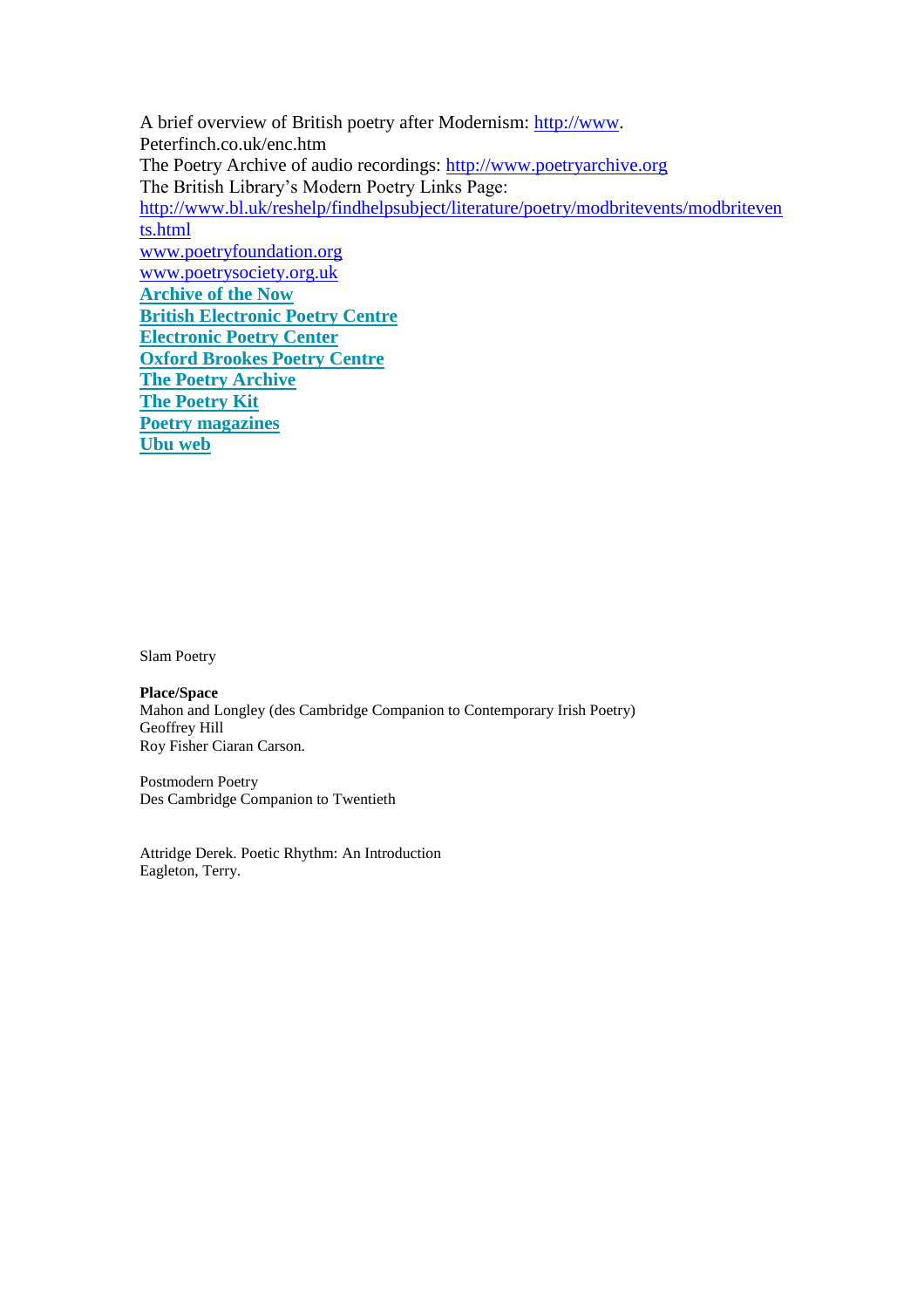A brief overview of British poetry after Modernism: http://www. Peterfinch.co.uk/enc.htm

The Poetry Archive of audio recordings: http://www.poetryarchive.org

The British Library's Modern Poetry Links Page: http://www.bl.uk/reshelp/findhelpsubject/literature/poetry/modbritevents/modbritevents.html

www.poetryfoundation.org

www.poetrysociety.org.uk

**Archive of the Now**

**British Electronic Poetry Centre**

**Electronic Poetry Center**

**Oxford Brookes Poetry Centre**

**The Poetry Archive**

**The Poetry Kit**

**Poetry magazines**

**Ubu web**

Slam Poetry

**Place/Space**

Mahon and Longley (des Cambridge Companion to Contemporary Irish Poetry)
Geoffrey Hill
Roy Fisher Ciaran Carson.

Postmodern Poetry
Des Cambridge Companion to Twentieth

Attridge Derek. Poetic Rhythm: An Introduction
Eagleton, Terry.